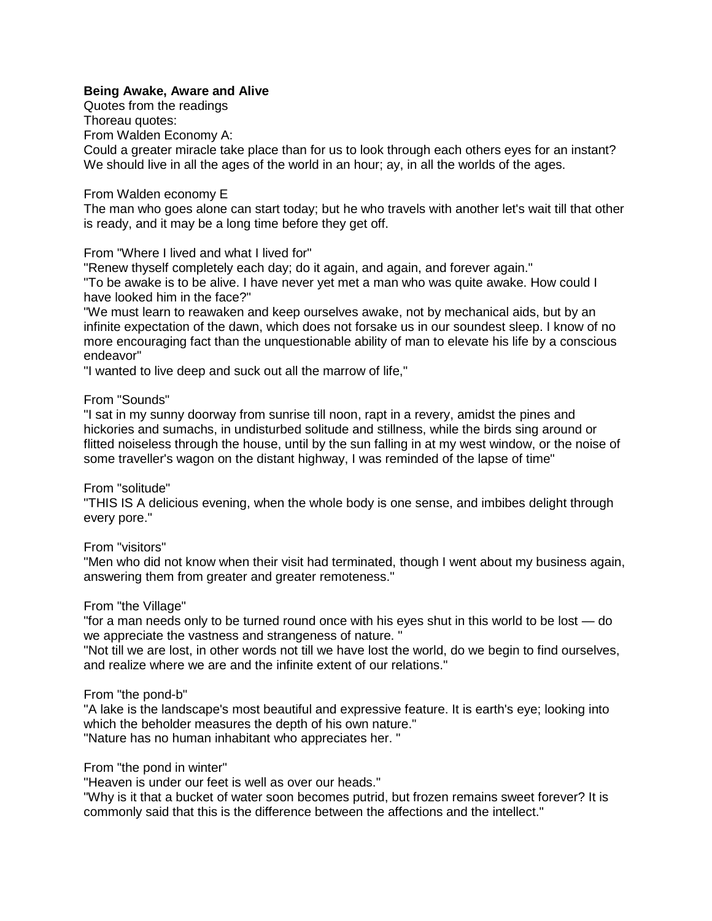**Being Awake, Aware and Alive**

Quotes from the readings

Thoreau quotes:

From Walden Economy A:

Could a greater miracle take place than for us to look through each others eyes for an instant? We should live in all the ages of the world in an hour; ay, in all the worlds of the ages.

From Walden economy E

The man who goes alone can start today; but he who travels with another let's wait till that other is ready, and it may be a long time before they get off.

From "Where I lived and what I lived for"

"Renew thyself completely each day; do it again, and again, and forever again."

"To be awake is to be alive. I have never yet met a man who was quite awake. How could I have looked him in the face?"

"We must learn to reawaken and keep ourselves awake, not by mechanical aids, but by an infinite expectation of the dawn, which does not forsake us in our soundest sleep. I know of no more encouraging fact than the unquestionable ability of man to elevate his life by a conscious endeavor"

"I wanted to live deep and suck out all the marrow of life,"

From "Sounds"

"I sat in my sunny doorway from sunrise till noon, rapt in a revery, amidst the pines and hickories and sumachs, in undisturbed solitude and stillness, while the birds sing around or flitted noiseless through the house, until by the sun falling in at my west window, or the noise of some traveller's wagon on the distant highway, I was reminded of the lapse of time"

From "solitude"

"THIS IS A delicious evening, when the whole body is one sense, and imbibes delight through every pore."

From "visitors"

"Men who did not know when their visit had terminated, though I went about my business again, answering them from greater and greater remoteness."

From "the Village"

"for a man needs only to be turned round once with his eyes shut in this world to be lost — do we appreciate the vastness and strangeness of nature. "

"Not till we are lost, in other words not till we have lost the world, do we begin to find ourselves, and realize where we are and the infinite extent of our relations."

From "the pond-b"

"A lake is the landscape's most beautiful and expressive feature. It is earth's eye; looking into which the beholder measures the depth of his own nature."

"Nature has no human inhabitant who appreciates her. "

From "the pond in winter"

"Heaven is under our feet is well as over our heads."

"Why is it that a bucket of water soon becomes putrid, but frozen remains sweet forever? It is commonly said that this is the difference between the affections and the intellect."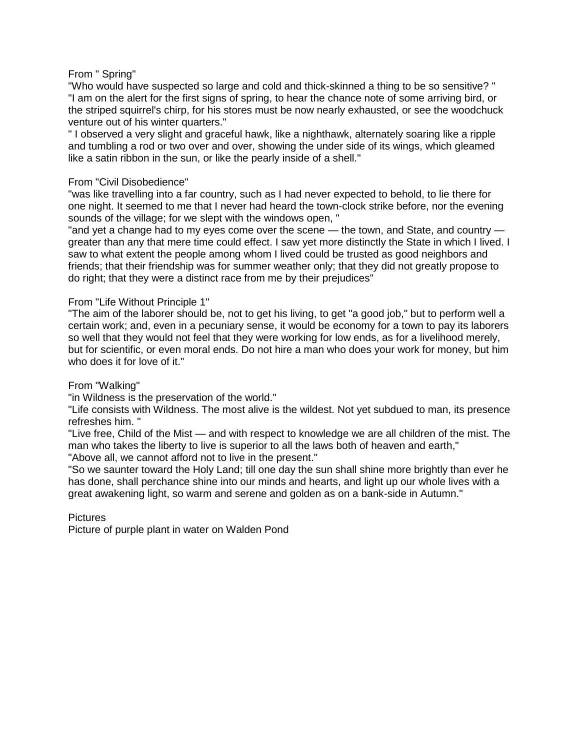From " Spring"

"Who would have suspected so large and cold and thick-skinned a thing to be so sensitive? "
"I am on the alert for the first signs of spring, to hear the chance note of some arriving bird, or the striped squirrel's chirp, for his stores must be now nearly exhausted, or see the woodchuck venture out of his winter quarters."
" I observed a very slight and graceful hawk, like a nighthawk, alternately soaring like a ripple and tumbling a rod or two over and over, showing the under side of its wings, which gleamed like a satin ribbon in the sun, or like the pearly inside of a shell."

From "Civil Disobedience"

"was like travelling into a far country, such as I had never expected to behold, to lie there for one night. It seemed to me that I never had heard the town-clock strike before, nor the evening sounds of the village; for we slept with the windows open, "
"and yet a change had to my eyes come over the scene — the town, and State, and country — greater than any that mere time could effect. I saw yet more distinctly the State in which I lived. I saw to what extent the people among whom I lived could be trusted as good neighbors and friends; that their friendship was for summer weather only; that they did not greatly propose to do right; that they were a distinct race from me by their prejudices"

From "Life Without Principle 1"

"The aim of the laborer should be, not to get his living, to get "a good job," but to perform well a certain work; and, even in a pecuniary sense, it would be economy for a town to pay its laborers so well that they would not feel that they were working for low ends, as for a livelihood merely, but for scientific, or even moral ends. Do not hire a man who does your work for money, but him who does it for love of it."

From "Walking"

"in Wildness is the preservation of the world."
"Life consists with Wildness. The most alive is the wildest. Not yet subdued to man, its presence refreshes him. "
"Live free, Child of the Mist — and with respect to knowledge we are all children of the mist. The man who takes the liberty to live is superior to all the laws both of heaven and earth,"
"Above all, we cannot afford not to live in the present."
"So we saunter toward the Holy Land; till one day the sun shall shine more brightly than ever he has done, shall perchance shine into our minds and hearts, and light up our whole lives with a great awakening light, so warm and serene and golden as on a bank-side in Autumn."

Pictures

Picture of purple plant in water on Walden Pond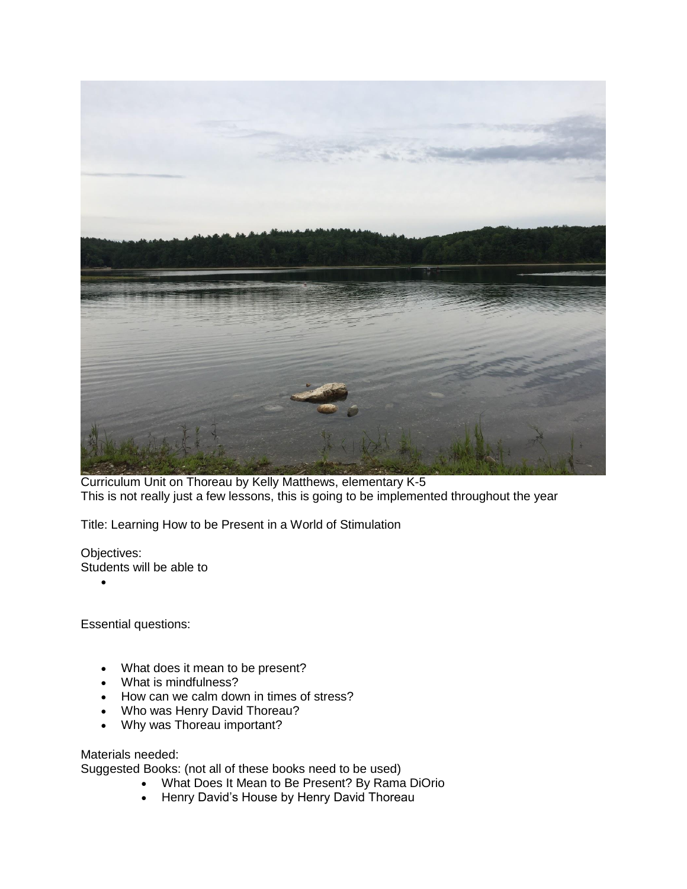Curriculum Unit on Thoreau by Kelly Matthews, elementary K-5
This is not really just a few lessons, this is going to be implemented throughout the year

Title: Learning How to be Present in a World of Stimulation

Objectives:
Students will be able to

- 

Essential questions:

- What does it mean to be present?
- What is mindfulness?
- How can we calm down in times of stress?
- Who was Henry David Thoreau?
- Why was Thoreau important?

Materials needed:
Suggested Books: (not all of these books need to be used)

- What Does It Mean to Be Present? By Rama DiOrio
- Henry David's House by Henry David Thoreau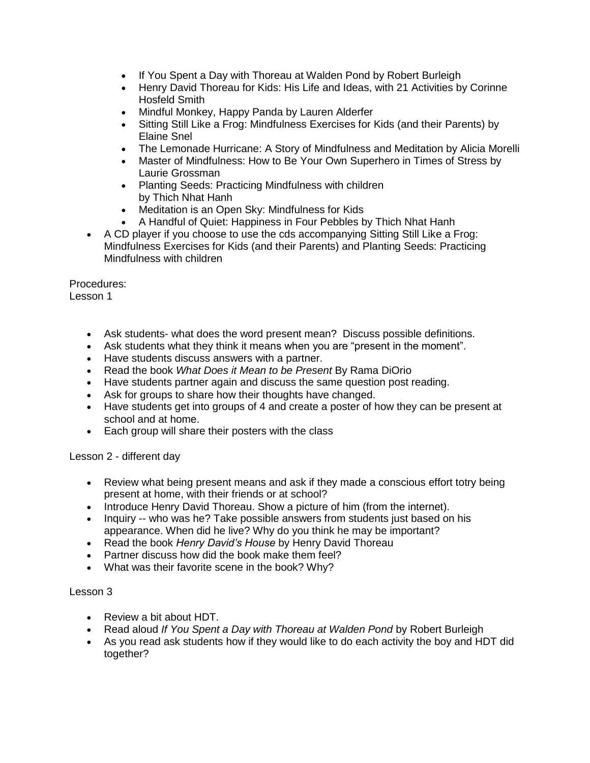- If You Spent a Day with Thoreau at Walden Pond by Robert Burleigh
  - Henry David Thoreau for Kids: His Life and Ideas, with 21 Activities by Corinne Hosfeld Smith
  - Mindful Monkey, Happy Panda by Lauren Alderfer
  - Sitting Still Like a Frog: Mindfulness Exercises for Kids (and their Parents) by Elaine Snel
  - The Lemonade Hurricane: A Story of Mindfulness and Meditation by Alicia Morelli
  - Master of Mindfulness: How to Be Your Own Superhero in Times of Stress by Laurie Grossman
  - Planting Seeds: Practicing Mindfulness with children by Thich Nhat Hanh
  - Meditation is an Open Sky: Mindfulness for Kids
  - A Handful of Quiet: Happiness in Four Pebbles by Thich Nhat Hanh
- A CD player if you choose to use the cds accompanying Sitting Still Like a Frog: Mindfulness Exercises for Kids (and their Parents) and Planting Seeds: Practicing Mindfulness with children

Procedures:
Lesson 1

- Ask students- what does the word present mean? Discuss possible definitions.
- Ask students what they think it means when you are “present in the moment”.
- Have students discuss answers with a partner.
- Read the book *What Does it Mean to be Present* By Rama DiOrio
- Have students partner again and discuss the same question post reading.
- Ask for groups to share how their thoughts have changed.
- Have students get into groups of 4 and create a poster of how they can be present at school and at home.
- Each group will share their posters with the class

Lesson 2 - different day

- Review what being present means and ask if they made a conscious effort totry being present at home, with their friends or at school?
- Introduce Henry David Thoreau. Show a picture of him (from the internet).
- Inquiry -- who was he? Take possible answers from students just based on his appearance. When did he live? Why do you think he may be important?
- Read the book *Henry David’s House* by Henry David Thoreau
- Partner discuss how did the book make them feel?
- What was their favorite scene in the book? Why?

Lesson 3

- Review a bit about HDT.
- Read aloud *If You Spent a Day with Thoreau at Walden Pond* by Robert Burleigh
- As you read ask students how if they would like to do each activity the boy and HDT did together?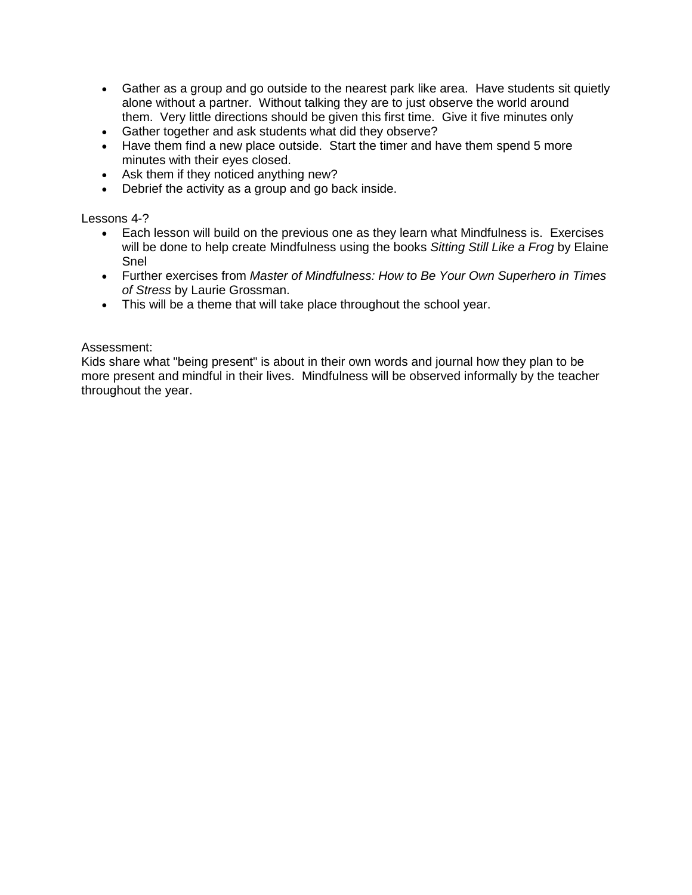- Gather as a group and go outside to the nearest park like area. Have students sit quietly alone without a partner. Without talking they are to just observe the world around them. Very little directions should be given this first time. Give it five minutes only
- Gather together and ask students what did they observe?
- Have them find a new place outside. Start the timer and have them spend 5 more minutes with their eyes closed.
- Ask them if they noticed anything new?
- Debrief the activity as a group and go back inside.

Lessons 4-?

- Each lesson will build on the previous one as they learn what Mindfulness is. Exercises will be done to help create Mindfulness using the books *Sitting Still Like a Frog* by Elaine Snel
- Further exercises from *Master of Mindfulness: How to Be Your Own Superhero in Times of Stress* by Laurie Grossman.
- This will be a theme that will take place throughout the school year.

Assessment:
Kids share what "being present" is about in their own words and journal how they plan to be more present and mindful in their lives. Mindfulness will be observed informally by the teacher throughout the year.